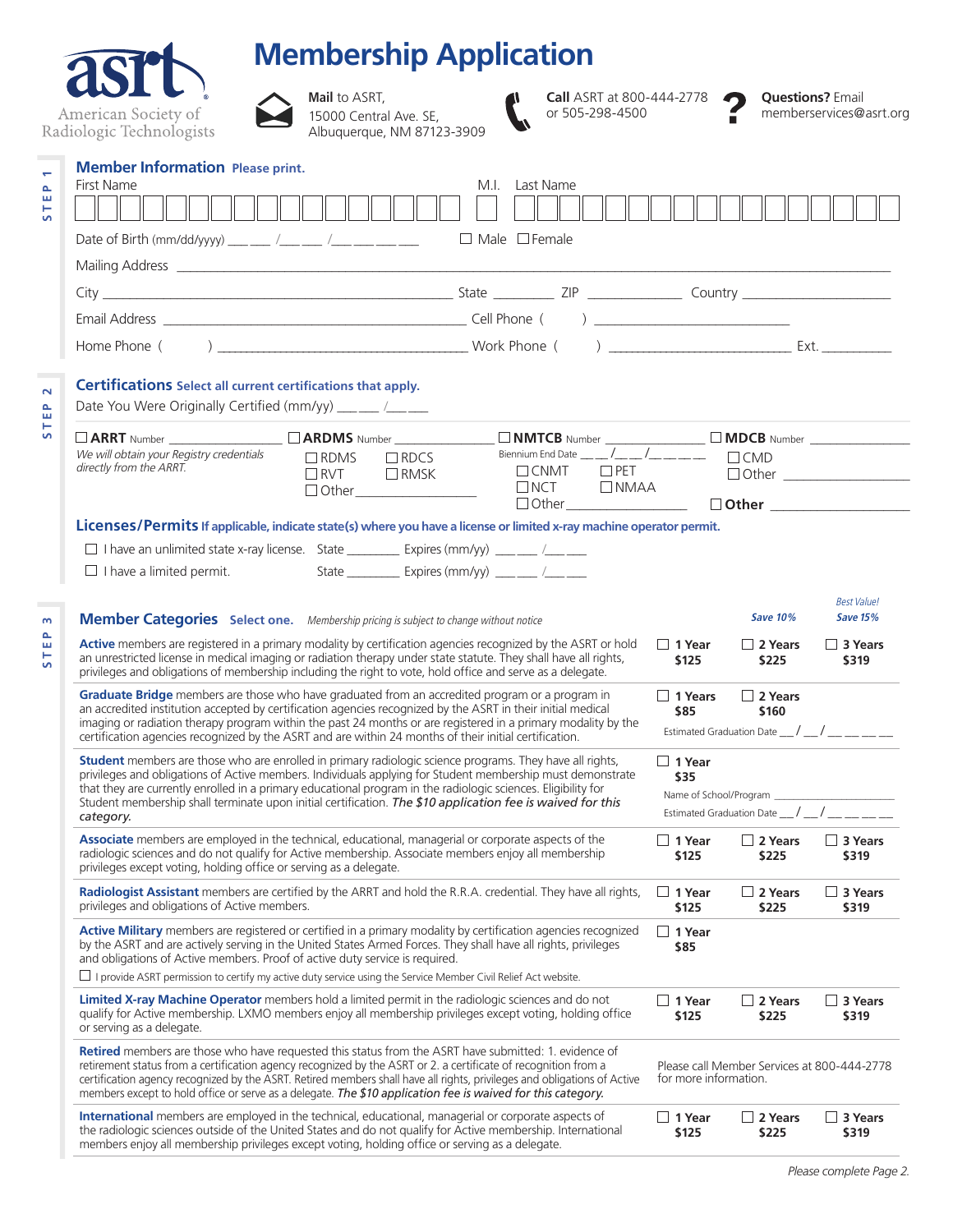asrt
American Society of Radiologic Technologists

# Membership Application

**Mail** to ASRT, 15000 Central Ave. SE, Albuquerque, NM 87123-3909

**Call** ASRT at 800-444-2778 or 505-298-4500

**Questions?** Email memberservices@asrt.org

STEP 1

## Member Information Please print.

First Name ______________________ M.I. ___ Last Name ______________________

Date of Birth (mm/dd/yyyy) ___ ___ /___ ___ /___ ___ ___ ___ ☐ Male ☐ Female

Mailing Address ______________________________________________

City ______________________ State ________ ZIP ____________ Country ____________________

Email Address ______________________ Cell Phone ( ) ______________________

Home Phone ( ) ______________________ Work Phone ( ) ______________________ Ext. __________

STEP 2

## Certifications Select all current certifications that apply.

Date You Were Originally Certified (mm/yy) ___ ___ /___ ___

☐ **ARRT** Number ______________
*We will obtain your Registry credentials directly from the ARRT.*

☐ **ARDMS** Number ______________
☐ RDMS ☐ RDCS
☐ RVT ☐ RMSK
☐ Other______________

☐ **NMTCB** Number ______________
Biennium End Date ___ ___/___ ___/___ ___ ___ ___
☐ CNMT ☐ PET
☐ NCT ☐ NMAA
☐ Other______________

☐ **MDCB** Number ______________
☐ CMD
☐ Other ______________

☐ **Other** ______________

## Licenses/Permits If applicable, indicate state(s) where you have a license or limited x-ray machine operator permit.

☐ I have an unlimited state x-ray license. State ________ Expires (mm/yy) ___ ___ /___ ___

☐ I have a limited permit. State ________ Expires (mm/yy) ___ ___ /___ ___

STEP 3

## Member Categories Select one. *Membership pricing is subject to change without notice*

| Category | 1 Year | 2 Years (*Save 10%*) | 3 Years (*Best Value! Save 15%*) |
|---|---|---|---|
| **Active** members are registered in a primary modality by certification agencies recognized by the ASRT or hold an unrestricted license in medical imaging or radiation therapy under state statute. They shall have all rights, privileges and obligations of membership including the right to vote, hold office and serve as a delegate. | ☐ 1 Year $125 | ☐ 2 Years $225 | ☐ 3 Years $319 |
| **Graduate Bridge** members are those who have graduated from an accredited program or a program in an accredited institution accepted by certification agencies recognized by the ASRT in their initial medical imaging or radiation therapy program within the past 24 months or are registered in a primary modality by the certification agencies recognized by the ASRT and are within 24 months of their initial certification. | ☐ 1 Years $85 | ☐ 2 Years $160 | Estimated Graduation Date __/__/____ |
| **Student** members are those who are enrolled in primary radiologic science programs. They have all rights, privileges and obligations of Active members. Individuals applying for Student membership must demonstrate that they are currently enrolled in a primary educational program in the radiologic sciences. Eligibility for Student membership shall terminate upon initial certification. *The $10 application fee is waived for this category.* | ☐ 1 Year $35 | Name of School/Program ______________ | Estimated Graduation Date __/__/____ |
| **Associate** members are employed in the technical, educational, managerial or corporate aspects of the radiologic sciences and do not qualify for Active membership. Associate members enjoy all membership privileges except voting, holding office or serving as a delegate. | ☐ 1 Year $125 | ☐ 2 Years $225 | ☐ 3 Years $319 |
| **Radiologist Assistant** members are certified by the ARRT and hold the R.R.A. credential. They have all rights, privileges and obligations of Active members. | ☐ 1 Year $125 | ☐ 2 Years $225 | ☐ 3 Years $319 |
| **Active Military** members are registered or certified in a primary modality by certification agencies recognized by the ASRT and are actively serving in the United States Armed Forces. They shall have all rights, privileges and obligations of Active members. Proof of active duty service is required. ☐ I provide ASRT permission to certify my active duty service using the Service Member Civil Relief Act website. | ☐ 1 Year $85 | | |
| **Limited X-ray Machine Operator** members hold a limited permit in the radiologic sciences and do not qualify for Active membership. LXMO members enjoy all membership privileges except voting, holding office or serving as a delegate. | ☐ 1 Year $125 | ☐ 2 Years $225 | ☐ 3 Years $319 |
| **Retired** members are those who have requested this status from the ASRT have submitted: 1. evidence of retirement status from a certification agency recognized by the ASRT or 2. a certificate of recognition from a certification agency recognized by the ASRT. Retired members shall have all rights, privileges and obligations of Active members except to hold office or serve as a delegate. *The $10 application fee is waived for this category.* | Please call Member Services at 800-444-2778 for more information. | | |
| **International** members are employed in the technical, educational, managerial or corporate aspects of the radiologic sciences outside of the United States and do not qualify for Active membership. International members enjoy all membership privileges except voting, holding office or serving as a delegate. | ☐ 1 Year $125 | ☐ 2 Years $225 | ☐ 3 Years $319 |

*Please complete Page 2.*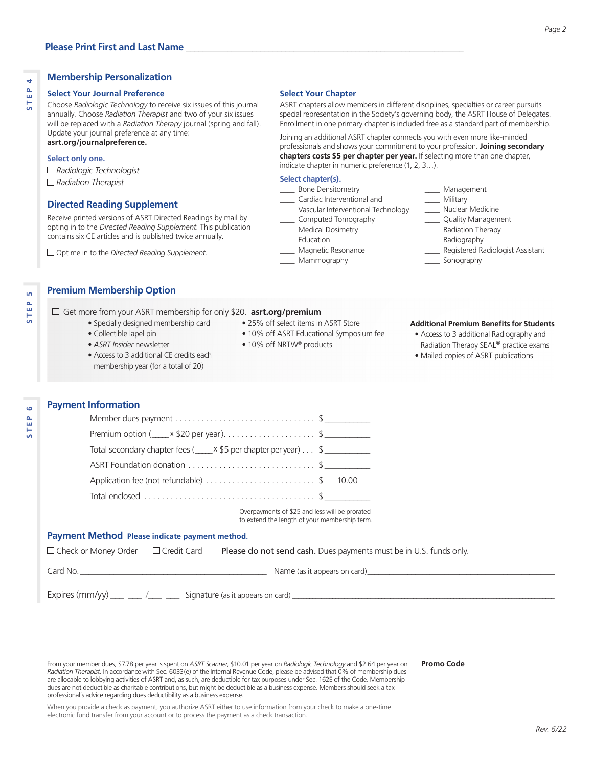**Please Print First and Last Name** ___________________________________________________________________

STEP 4

## Membership Personalization

### Select Your Journal Preference

Choose *Radiologic Technology* to receive six issues of this journal annually. Choose *Radiation Therapist* and two of your six issues will be replaced with a *Radiation Therapy* journal (spring and fall). Update your journal preference at any time: **asrt.org/journalpreference.**

**Select only one.**

☐ *Radiologic Technologist*
☐ *Radiation Therapist*

### Directed Reading Supplement

Receive printed versions of ASRT Directed Readings by mail by opting in to the *Directed Reading Supplement*. This publication contains six CE articles and is published twice annually.

☐ Opt me in to the *Directed Reading Supplement*.

### Select Your Chapter

ASRT chapters allow members in different disciplines, specialties or career pursuits special representation in the Society's governing body, the ASRT House of Delegates. Enrollment in one primary chapter is included free as a standard part of membership.

Joining an additional ASRT chapter connects you with even more like-minded professionals and shows your commitment to your profession. **Joining secondary chapters costs $5 per chapter per year.** If selecting more than one chapter, indicate chapter in numeric preference (1, 2, 3…).

**Select chapter(s).**

____ Bone Densitometry
____ Cardiac Interventional and Vascular Interventional Technology
____ Computed Tomography
____ Medical Dosimetry
____ Education
____ Magnetic Resonance
____ Mammography
____ Management
____ Military
____ Nuclear Medicine
____ Quality Management
____ Radiation Therapy
____ Radiography
____ Registered Radiologist Assistant
____ Sonography

STEP 5

## Premium Membership Option

☐ Get more from your ASRT membership for only $20. **asrt.org/premium**

- Specially designed membership card
- Collectible lapel pin
- *ASRT Insider* newsletter
- Access to 3 additional CE credits each membership year (for a total of 20)
- 25% off select items in ASRT Store
- 10% off ASRT Educational Symposium fee
- 10% off NRTW® products

**Additional Premium Benefits for Students**

- Access to 3 additional Radiography and Radiation Therapy SEAL® practice exams
- Mailed copies of ASRT publications

STEP 6

## Payment Information

Member dues payment . . . . . . . . . . . . . . . . . . . . . . . . . . . . . . . $ ___________
Premium option (____x $20 per year). . . . . . . . . . . . . . . . . . . . $ ___________
Total secondary chapter fees (____x $5 per chapter per year) . . . $ ___________
ASRT Foundation donation . . . . . . . . . . . . . . . . . . . . . . . . . . . . $ ___________
Application fee (not refundable) . . . . . . . . . . . . . . . . . . . . . . . . $ 10.00
Total enclosed . . . . . . . . . . . . . . . . . . . . . . . . . . . . . . . . . . . . . . $ ___________

Overpayments of $25 and less will be prorated to extend the length of your membership term.

## Payment Method **Please indicate payment method.**

☐ Check or Money Order ☐ Credit Card **Please do not send cash.** Dues payments must be in U.S. funds only.

Card No. ___________________________________________ Name (as it appears on card)___________________________________________

Expires (mm/yy) ___ ___ /___ ___ Signature (as it appears on card) ___________________________________________

From your member dues, $7.78 per year is spent on *ASRT Scanner*, $10.01 per year on *Radiologic Technology* and $2.64 per year on *Radiation Therapist*. In accordance with Sec. 6033(e) of the Internal Revenue Code, please be advised that 0% of membership dues are allocable to lobbying activities of ASRT and, as such, are deductible for tax purposes under Sec. 162E of the Code. Membership dues are not deductible as charitable contributions, but might be deductible as a business expense. Members should seek a tax professional's advice regarding dues deductibility as a business expense.

When you provide a check as payment, you authorize ASRT either to use information from your check to make a one-time electronic fund transfer from your account or to process the payment as a check transaction.

**Promo Code** ____________________

Rev. 6/22